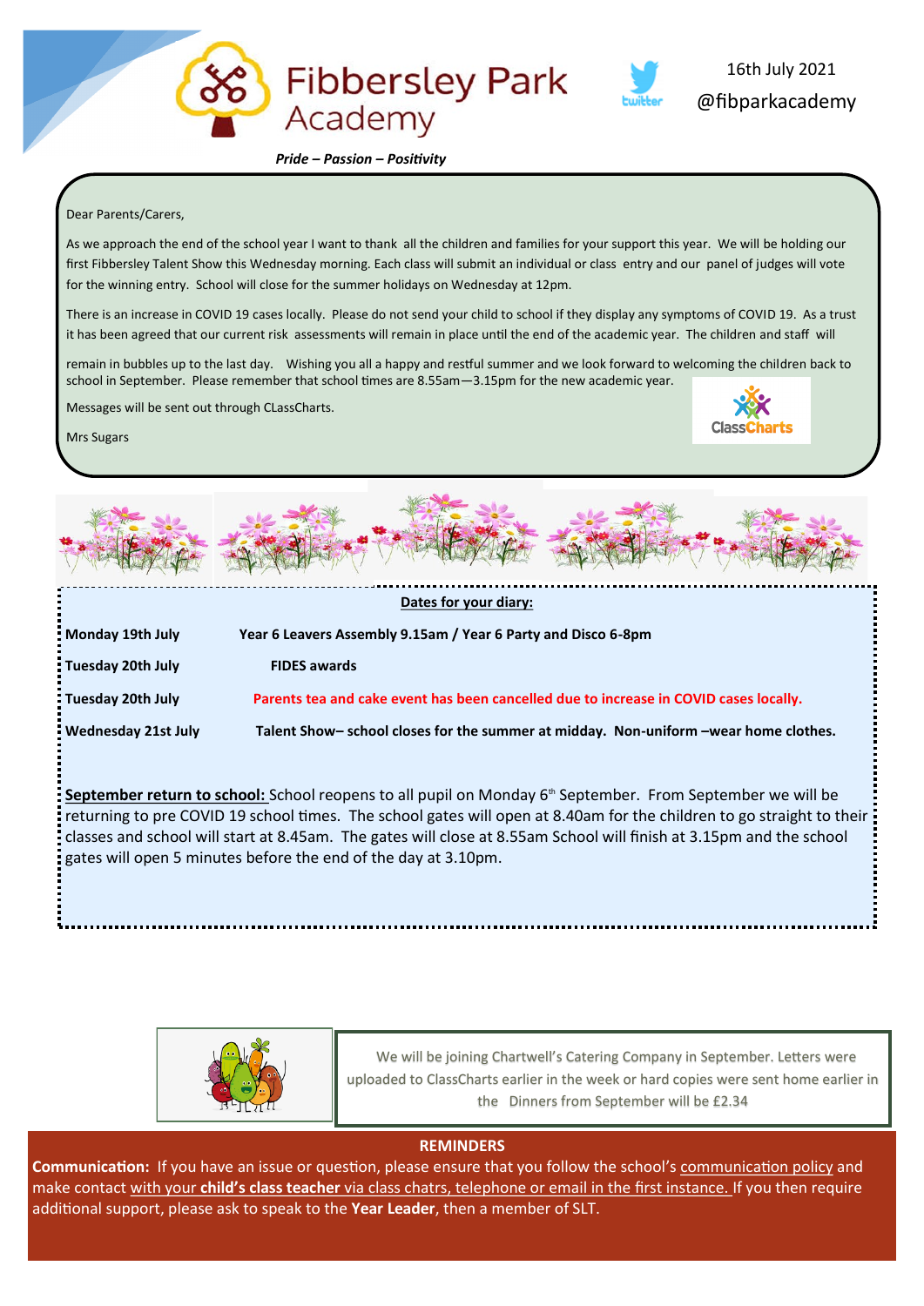# Fibbersley Park Academy

16th July 2021

@fibparkacademy

***Pride – Passion – Positivity***

Dear Parents/Carers,

As we approach the end of the school year I want to thank all the children and families for your support this year. We will be holding our first Fibbersley Talent Show this Wednesday morning. Each class will submit an individual or class entry and our panel of judges will vote for the winning entry. School will close for the summer holidays on Wednesday at 12pm.

There is an increase in COVID 19 cases locally. Please do not send your child to school if they display any symptoms of COVID 19. As a trust it has been agreed that our current risk assessments will remain in place until the end of the academic year. The children and staff will remain in bubbles up to the last day. Wishing you all a happy and restful summer and we look forward to welcoming the children back to school in September. Please remember that school times are 8.55am—3.15pm for the new academic year.

Messages will be sent out through CLassCharts.

Mrs Sugars

ClassCharts

**Dates for your diary:**

| | |
|---|---|
| **Monday 19th July** | **Year 6 Leavers Assembly 9.15am / Year 6 Party and Disco 6-8pm** |
| **Tuesday 20th July** | **FIDES awards** |
| **Tuesday 20th July** | **Parents tea and cake event has been cancelled due to increase in COVID cases locally.** |
| **Wednesday 21st July** | **Talent Show– school closes for the summer at midday. Non-uniform –wear home clothes.** |

**September return to school:** School reopens to all pupil on Monday 6th September. From September we will be returning to pre COVID 19 school times. The school gates will open at 8.40am for the children to go straight to their classes and school will start at 8.45am. The gates will close at 8.55am School will finish at 3.15pm and the school gates will open 5 minutes before the end of the day at 3.10pm.

We will be joining Chartwell's Catering Company in September. Letters were uploaded to ClassCharts earlier in the week or hard copies were sent home earlier in the Dinners from September will be £2.34

**REMINDERS**

**Communication:** If you have an issue or question, please ensure that you follow the school's communication policy and make contact with your **child's class teacher** via class chatrs, telephone or email in the first instance. If you then require additional support, please ask to speak to the **Year Leader**, then a member of SLT.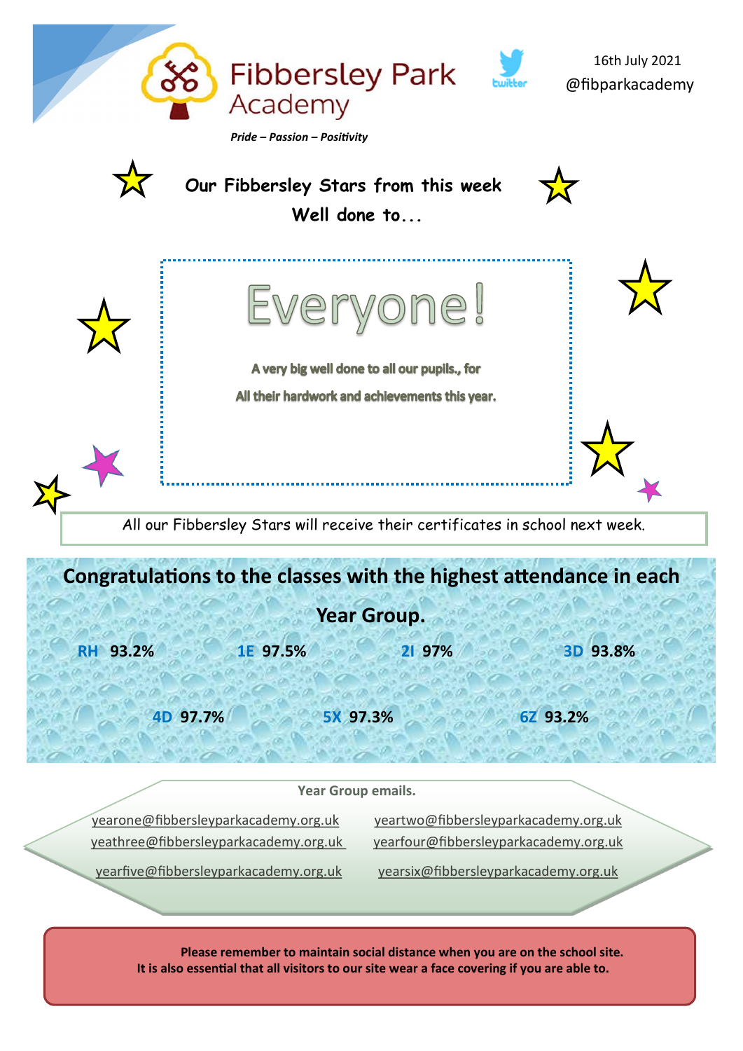# Fibbersley Park Academy

*Pride – Passion – Positivity*

16th July 2021
@fibparkacademy

## Our Fibbersley Stars from this week
## Well done to...

# Everyone!

A very big well done to all our pupils., for
All their hardwork and achievements this year.

All our Fibbersley Stars will receive their certificates in school next week.

## Congratulations to the classes with the highest attendance in each Year Group.

**RH** 93.2% **1E** 97.5% **2I** 97% **3D** 93.8%

**4D** 97.7% **5X** 97.3% **6Z** 93.2%

**Year Group emails.**

yearone@fibbersleyparkacademy.org.uk
yeartwo@fibbersleyparkacademy.org.uk
yeathree@fibbersleyparkacademy.org.uk
yearfour@fibbersleyparkacademy.org.uk
yearfive@fibbersleyparkacademy.org.uk
yearsix@fibbersleyparkacademy.org.uk

**Please remember to maintain social distance when you are on the school site.**
**It is also essential that all visitors to our site wear a face covering if you are able to.**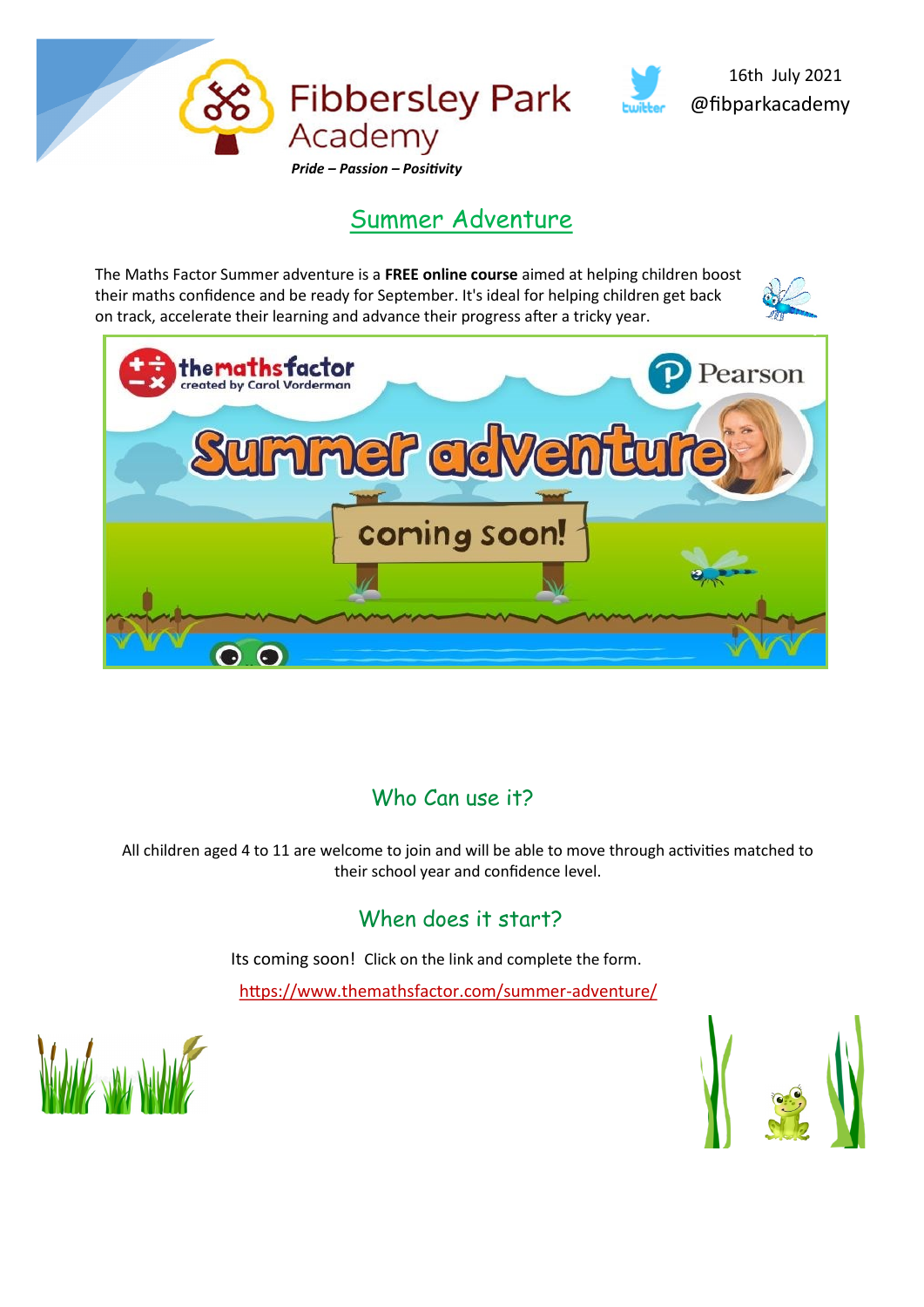Fibbersley Park Academy

*Pride – Passion – Positivity*

16th July 2021

@fibparkacademy

## Summer Adventure

The Maths Factor Summer adventure is a **FREE online course** aimed at helping children boost their maths confidence and be ready for September. It's ideal for helping children get back on track, accelerate their learning and advance their progress after a tricky year.

## Who Can use it?

All children aged 4 to 11 are welcome to join and will be able to move through activities matched to their school year and confidence level.

## When does it start?

Its coming soon! Click on the link and complete the form.

https://www.themathsfactor.com/summer-adventure/